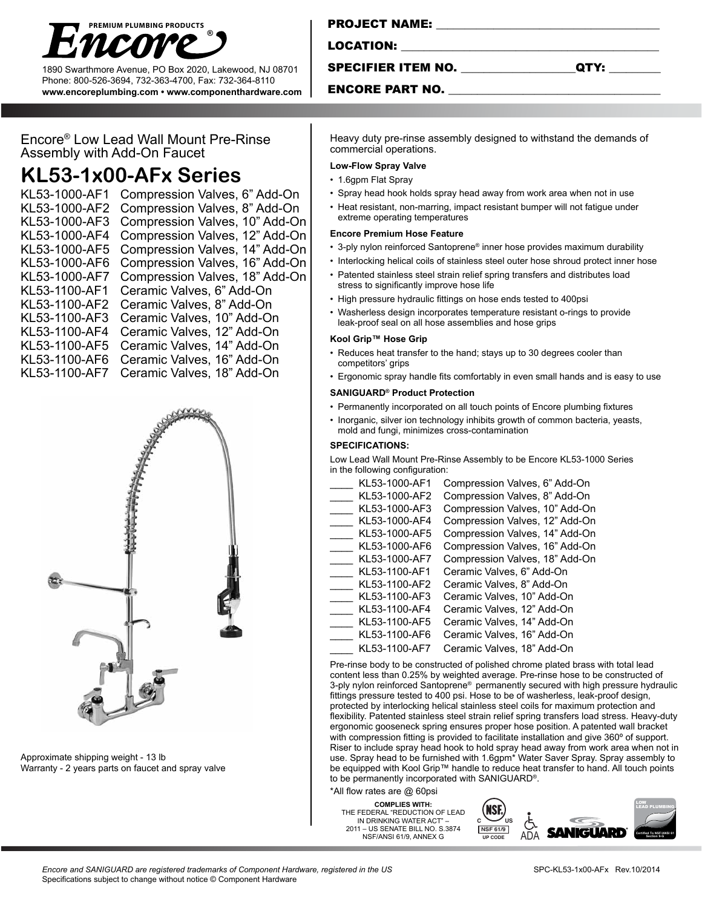**Encore®** PREMIUM PLUMBING PRODUCTS

1890 Swarthmore Avenue, PO Box 2020, Lakewood, NJ 08701
Phone: 800-526-3694, 732-363-4700, Fax: 732-364-8110
**www.encoreplumbing.com • www.componenthardware.com**

**PROJECT NAME:** ____________________________________

**LOCATION:** ____________________________________

**SPECIFIER ITEM NO.** __________________**QTY:** ________

**ENCORE PART NO.** ____________________________________

Encore® Low Lead Wall Mount Pre-Rinse Assembly with Add-On Faucet

# KL53-1x00-AFx Series

| | |
|---|---|
| KL53-1000-AF1 | Compression Valves, 6" Add-On |
| KL53-1000-AF2 | Compression Valves, 8" Add-On |
| KL53-1000-AF3 | Compression Valves, 10" Add-On |
| KL53-1000-AF4 | Compression Valves, 12" Add-On |
| KL53-1000-AF5 | Compression Valves, 14" Add-On |
| KL53-1000-AF6 | Compression Valves, 16" Add-On |
| KL53-1000-AF7 | Compression Valves, 18" Add-On |
| KL53-1100-AF1 | Ceramic Valves, 6" Add-On |
| KL53-1100-AF2 | Ceramic Valves, 8" Add-On |
| KL53-1100-AF3 | Ceramic Valves, 10" Add-On |
| KL53-1100-AF4 | Ceramic Valves, 12" Add-On |
| KL53-1100-AF5 | Ceramic Valves, 14" Add-On |
| KL53-1100-AF6 | Ceramic Valves, 16" Add-On |
| KL53-1100-AF7 | Ceramic Valves, 18" Add-On |

Approximate shipping weight - 13 lb
Warranty - 2 years parts on faucet and spray valve

Heavy duty pre-rinse assembly designed to withstand the demands of commercial operations.

**Low-Flow Spray Valve**

- 1.6gpm Flat Spray
- Spray head hook holds spray head away from work area when not in use
- Heat resistant, non-marring, impact resistant bumper will not fatigue under extreme operating temperatures

**Encore Premium Hose Feature**

- 3-ply nylon reinforced Santoprene® inner hose provides maximum durability
- Interlocking helical coils of stainless steel outer hose shroud protect inner hose
- Patented stainless steel strain relief spring transfers and distributes load stress to significantly improve hose life
- High pressure hydraulic fittings on hose ends tested to 400psi
- Washerless design incorporates temperature resistant o-rings to provide leak-proof seal on all hose assemblies and hose grips

**Kool Grip™ Hose Grip**

- Reduces heat transfer to the hand; stays up to 30 degrees cooler than competitors' grips
- Ergonomic spray handle fits comfortably in even small hands and is easy to use

**SANIGUARD® Product Protection**

- Permanently incorporated on all touch points of Encore plumbing fixtures
- Inorganic, silver ion technology inhibits growth of common bacteria, yeasts, mold and fungi, minimizes cross-contamination

**SPECIFICATIONS:**

Low Lead Wall Mount Pre-Rinse Assembly to be Encore KL53-1000 Series in the following configuration:

| | | |
|---|---|---|
| ____ | KL53-1000-AF1 | Compression Valves, 6" Add-On |
| ____ | KL53-1000-AF2 | Compression Valves, 8" Add-On |
| ____ | KL53-1000-AF3 | Compression Valves, 10" Add-On |
| ____ | KL53-1000-AF4 | Compression Valves, 12" Add-On |
| ____ | KL53-1000-AF5 | Compression Valves, 14" Add-On |
| ____ | KL53-1000-AF6 | Compression Valves, 16" Add-On |
| ____ | KL53-1000-AF7 | Compression Valves, 18" Add-On |
| ____ | KL53-1100-AF1 | Ceramic Valves, 6" Add-On |
| ____ | KL53-1100-AF2 | Ceramic Valves, 8" Add-On |
| ____ | KL53-1100-AF3 | Ceramic Valves, 10" Add-On |
| ____ | KL53-1100-AF4 | Ceramic Valves, 12" Add-On |
| ____ | KL53-1100-AF5 | Ceramic Valves, 14" Add-On |
| ____ | KL53-1100-AF6 | Ceramic Valves, 16" Add-On |
| ____ | KL53-1100-AF7 | Ceramic Valves, 18" Add-On |

Pre-rinse body to be constructed of polished chrome plated brass with total lead content less than 0.25% by weighted average. Pre-rinse hose to be constructed of 3-ply nylon reinforced Santoprene® permanently secured with high pressure hydraulic fittings pressure tested to 400 psi. Hose to be of washerless, leak-proof design, protected by interlocking helical stainless steel coils for maximum protection and flexibility. Patented stainless steel strain relief spring transfers load stress. Heavy-duty ergonomic gooseneck spring ensures proper hose position. A patented wall bracket with compression fitting is provided to facilitate installation and give 360º of support. Riser to include spray head hook to hold spray head away from work area when not in use. Spray head to be furnished with 1.6gpm* Water Saver Spray. Spray assembly to be equipped with Kool Grip™ handle to reduce heat transfer to hand. All touch points to be permanently incorporated with SANIGUARD®.

*All flow rates are @ 60psi

**COMPLIES WITH:**
THE FEDERAL "REDUCTION OF LEAD IN DRINKING WATER ACT" – 2011 – US SENATE BILL NO. S.3874 NSF/ANSI 61/9, ANNEX G

NSF 61/9 UP CODE • ADA • SANIGUARD® • LOW LEAD PLUMBING Certified To NSF/ANSI 61 Section 9-G

*Encore and SANIGUARD are registered trademarks of Component Hardware, registered in the US*
Specifications subject to change without notice © Component Hardware

SPC-KL53-1x00-AFx Rev.10/2014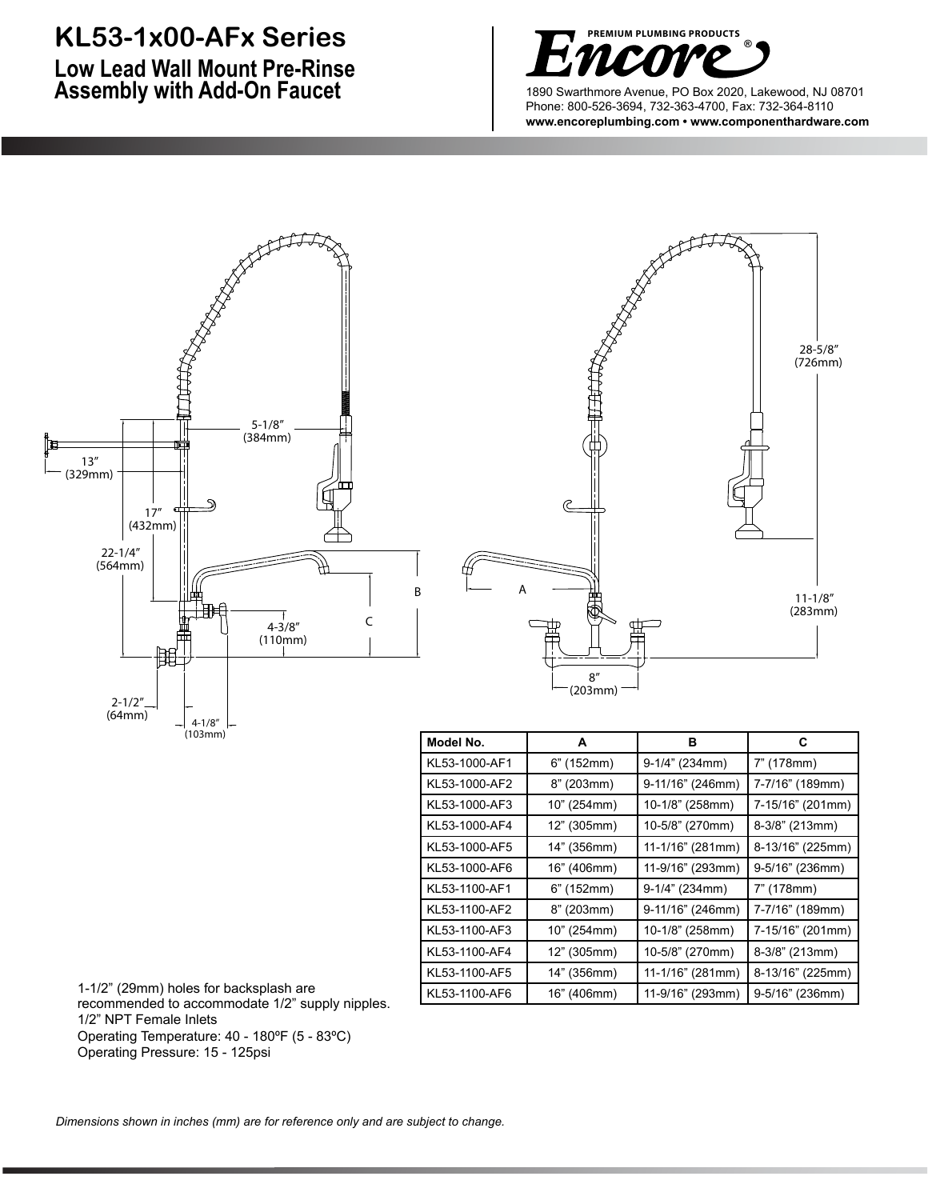# KL53-1x00-AFx Series

## Low Lead Wall Mount Pre-Rinse Assembly with Add-On Faucet

PREMIUM PLUMBING PRODUCTS

Encore®

1890 Swarthmore Avenue, PO Box 2020, Lakewood, NJ 08701
Phone: 800-526-3694, 732-363-4700, Fax: 732-364-8110
www.encoreplumbing.com • www.componenthardware.com

5-1/8″ (384mm)
13″ (329mm)
17″ (432mm)
22-1/4″ (564mm)
4-3/8″ (110mm)
2-1/2″ (64mm)
4-1/8″ (103mm)
B
C
A
28-5/8″ (726mm)
11-1/8″ (283mm)
8″ (203mm)

| Model No. | A | B | C |
|---|---|---|---|
| KL53-1000-AF1 | 6" (152mm) | 9-1/4" (234mm) | 7" (178mm) |
| KL53-1000-AF2 | 8" (203mm) | 9-11/16" (246mm) | 7-7/16" (189mm) |
| KL53-1000-AF3 | 10" (254mm) | 10-1/8" (258mm) | 7-15/16" (201mm) |
| KL53-1000-AF4 | 12" (305mm) | 10-5/8" (270mm) | 8-3/8" (213mm) |
| KL53-1000-AF5 | 14" (356mm) | 11-1/16" (281mm) | 8-13/16" (225mm) |
| KL53-1000-AF6 | 16" (406mm) | 11-9/16" (293mm) | 9-5/16" (236mm) |
| KL53-1100-AF1 | 6" (152mm) | 9-1/4" (234mm) | 7" (178mm) |
| KL53-1100-AF2 | 8" (203mm) | 9-11/16" (246mm) | 7-7/16" (189mm) |
| KL53-1100-AF3 | 10" (254mm) | 10-1/8" (258mm) | 7-15/16" (201mm) |
| KL53-1100-AF4 | 12" (305mm) | 10-5/8" (270mm) | 8-3/8" (213mm) |
| KL53-1100-AF5 | 14" (356mm) | 11-1/16" (281mm) | 8-13/16" (225mm) |
| KL53-1100-AF6 | 16" (406mm) | 11-9/16" (293mm) | 9-5/16" (236mm) |

1-1/2" (29mm) holes for backsplash are recommended to accommodate 1/2" supply nipples.
1/2" NPT Female Inlets
Operating Temperature: 40 - 180ºF (5 - 83ºC)
Operating Pressure: 15 - 125psi

*Dimensions shown in inches (mm) are for reference only and are subject to change.*